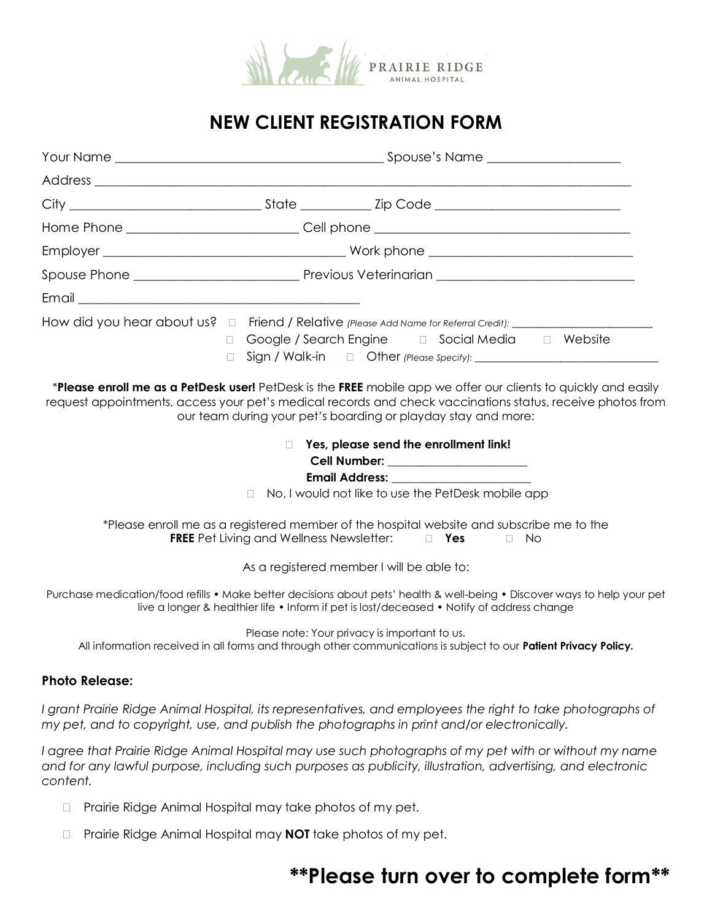PRAIRIE RIDGE
ANIMAL HOSPITAL

# NEW CLIENT REGISTRATION FORM

Your Name ________________________________________ Spouse's Name ____________________

Address ________________________________________________________________________________

City ____________________________ State __________ Zip Code ___________________________

Home Phone _________________________ Cell phone ______________________________________

Employer ____________________________________ Work phone _______________________________

Spouse Phone ________________________ Previous Veterinarian _____________________________

Email ___________________________________________

How did you hear about us? ☐ Friend / Relative *(Please Add Name for Referral Credit):* ________________________

☐ Google / Search Engine ☐ Social Media ☐ Website

☐ Sign / Walk-in ☐ Other *(Please Specify):* ______________________________

\***Please enroll me as a PetDesk user!** PetDesk is the **FREE** mobile app we offer our clients to quickly and easily request appointments, access your pet's medical records and check vaccinations status, receive photos from our team during your pet's boarding or playday stay and more:

☐ **Yes, please send the enrollment link!**

**Cell Number:** _______________________

**Email Address:** _______________________

☐ No, I would not like to use the PetDesk mobile app

\*Please enroll me as a registered member of the hospital website and subscribe me to the **FREE** Pet Living and Wellness Newsletter: ☐ **Yes** ☐ No

As a registered member I will be able to:

Purchase medication/food refills • Make better decisions about pets' health & well-being • Discover ways to help your pet live a longer & healthier life • Inform if pet is lost/deceased • Notify of address change

Please note: Your privacy is important to us.
All information received in all forms and through other communications is subject to our **Patient Privacy Policy.**

**Photo Release:**

*I grant Prairie Ridge Animal Hospital, its representatives, and employees the right to take photographs of my pet, and to copyright, use, and publish the photographs in print and/or electronically.*

*I agree that Prairie Ridge Animal Hospital may use such photographs of my pet with or without my name and for any lawful purpose, including such purposes as publicity, illustration, advertising, and electronic content.*

☐ Prairie Ridge Animal Hospital may take photos of my pet.

☐ Prairie Ridge Animal Hospital may **NOT** take photos of my pet.

## **Please turn over to complete form**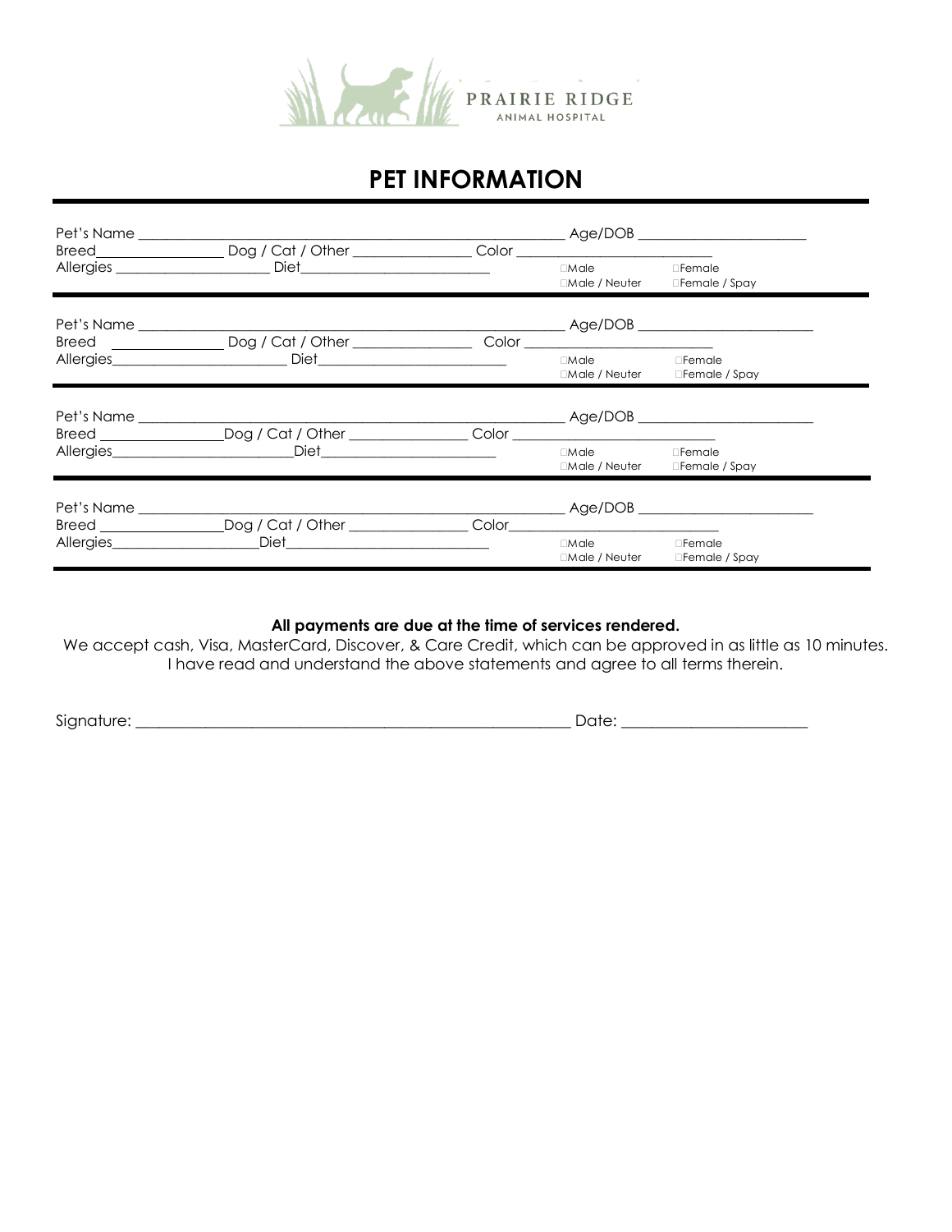PRAIRIE RIDGE

ANIMAL HOSPITAL

# PET INFORMATION

Pet's Name ____________________________________________________ Age/DOB ______________________

Breed_________________ Dog / Cat / Other ________________ Color ___________________________

Allergies _____________________ Diet__________________________

□Male □Female

□Male / Neuter □Female / Spay

---

Pet's Name ____________________________________________________ Age/DOB ________________________

Breed _______________ Dog / Cat / Other ________________ Color ___________________________

Allergies________________________ Diet__________________________

□Male □Female

□Male / Neuter □Female / Spay

---

Pet's Name ____________________________________________________ Age/DOB ________________________

Breed ________________Dog / Cat / Other ________________ Color ___________________________

Allergies_________________________Diet_______________________

□Male □Female

□Male / Neuter □Female / Spay

---

Pet's Name ____________________________________________________ Age/DOB ________________________

Breed ________________Dog / Cat / Other ________________ Color____________________________

Allergies____________________Diet____________________________

□Male □Female

□Male / Neuter □Female / Spay

---

**All payments are due at the time of services rendered.**

We accept cash, Visa, MasterCard, Discover, & Care Credit, which can be approved in as little as 10 minutes.
I have read and understand the above statements and agree to all terms therein.

Signature: _______________________________________________________ Date: _______________________